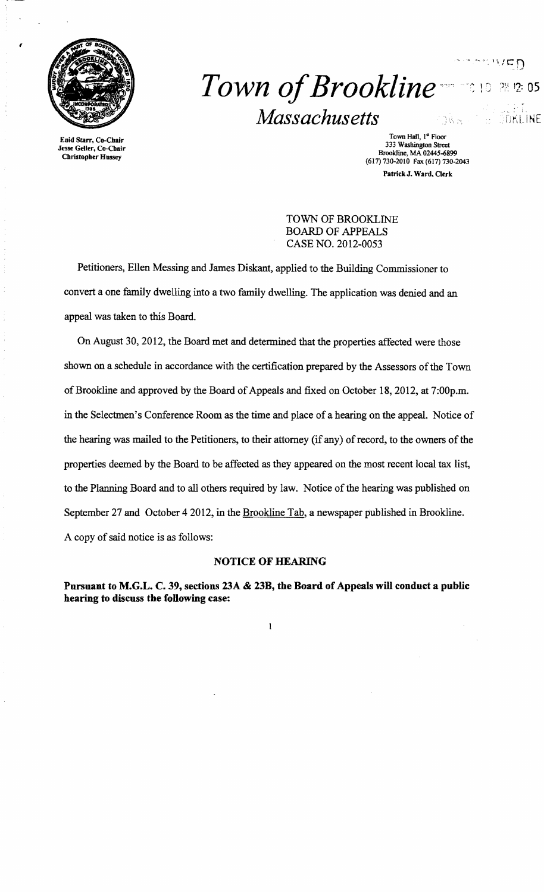# *Town of Brookline*

## *Massachusetts*

Enid Starr, Co-Chair
Jesse Geller, Co-Chair
Christopher Hussey

Town Hall, 1st Floor
333 Washington Street
Brookline, MA 02445-6899
(617) 730-2010 Fax (617) 730-2043

Patrick J. Ward, Clerk

TOWN OF BROOKLINE
BOARD OF APPEALS
CASE NO. 2012-0053

Petitioners, Ellen Messing and James Diskant, applied to the Building Commissioner to convert a one family dwelling into a two family dwelling. The application was denied and an appeal was taken to this Board.

On August 30, 2012, the Board met and determined that the properties affected were those shown on a schedule in accordance with the certification prepared by the Assessors of the Town of Brookline and approved by the Board of Appeals and fixed on October 18, 2012, at 7:00p.m. in the Selectmen's Conference Room as the time and place of a hearing on the appeal. Notice of the hearing was mailed to the Petitioners, to their attorney (if any) of record, to the owners of the properties deemed by the Board to be affected as they appeared on the most recent local tax list, to the Planning Board and to all others required by law. Notice of the hearing was published on September 27 and October 4 2012, in the Brookline Tab, a newspaper published in Brookline. A copy of said notice is as follows:

### NOTICE OF HEARING

**Pursuant to M.G.L. C. 39, sections 23A & 23B, the Board of Appeals will conduct a public hearing to discuss the following case:**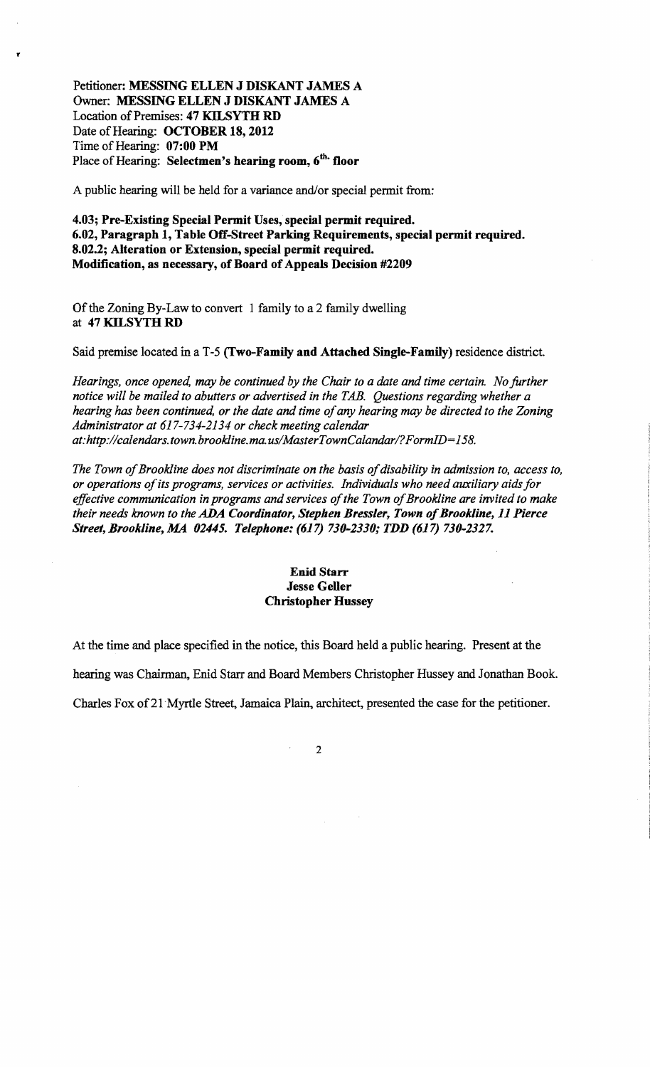Petitioner: **MESSING ELLEN J DISKANT JAMES A**
Owner: **MESSING ELLEN J DISKANT JAMES A**
Location of Premises: **47 KILSYTH RD**
Date of Hearing: **OCTOBER 18, 2012**
Time of Hearing: **07:00 PM**
Place of Hearing: **Selectmen's hearing room, 6th. floor**

A public hearing will be held for a variance and/or special permit from:

**4.03; Pre-Existing Special Permit Uses, special permit required.**
**6.02, Paragraph 1, Table Off-Street Parking Requirements, special permit required.**
**8.02.2; Alteration or Extension, special permit required.**
**Modification, as necessary, of Board of Appeals Decision #2209**

Of the Zoning By-Law to convert 1 family to a 2 family dwelling at **47 KILSYTH RD**

Said premise located in a T-5 **(Two-Family and Attached Single-Family)** residence district.

*Hearings, once opened, may be continued by the Chair to a date and time certain. No further notice will be mailed to abutters or advertised in the TAB. Questions regarding whether a hearing has been continued, or the date and time of any hearing may be directed to the Zoning Administrator at 617-734-2134 or check meeting calendar at:http://calendars.town.brookline.ma.us/MasterTownCalandar/?FormID=158.*

*The Town of Brookline does not discriminate on the basis of disability in admission to, access to, or operations of its programs, services or activities. Individuals who need auxiliary aids for effective communication in programs and services of the Town of Brookline are invited to make their needs known to the **ADA Coordinator, Stephen Bressler, Town of Brookline, 11 Pierce Street, Brookline, MA 02445. Telephone: (617) 730-2330; TDD (617) 730-2327.***

**Enid Starr**
**Jesse Geller**
**Christopher Hussey**

At the time and place specified in the notice, this Board held a public hearing. Present at the hearing was Chairman, Enid Starr and Board Members Christopher Hussey and Jonathan Book. Charles Fox of 21 Myrtle Street, Jamaica Plain, architect, presented the case for the petitioner.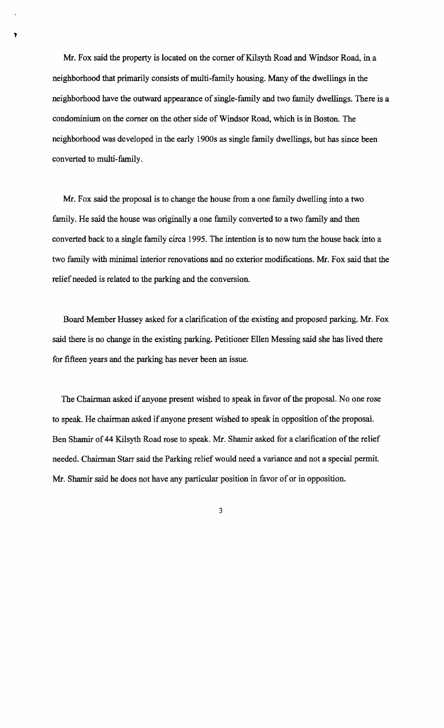Mr. Fox said the property is located on the corner of Kilsyth Road and Windsor Road, in a neighborhood that primarily consists of multi-family housing. Many of the dwellings in the neighborhood have the outward appearance of single-family and two family dwellings. There is a condominium on the corner on the other side of Windsor Road, which is in Boston. The neighborhood was developed in the early 1900s as single family dwellings, but has since been converted to multi-family.

Mr. Fox said the proposal is to change the house from a one family dwelling into a two family. He said the house was originally a one family converted to a two family and then converted back to a single family circa 1995. The intention is to now turn the house back into a two family with minimal interior renovations and no exterior modifications. Mr. Fox said that the relief needed is related to the parking and the conversion.

Board Member Hussey asked for a clarification of the existing and proposed parking. Mr. Fox said there is no change in the existing parking. Petitioner Ellen Messing said she has lived there for fifteen years and the parking has never been an issue.

The Chairman asked if anyone present wished to speak in favor of the proposal. No one rose to speak. He chairman asked if anyone present wished to speak in opposition of the proposal. Ben Shamir of 44 Kilsyth Road rose to speak. Mr. Shamir asked for a clarification of the relief needed. Chairman Starr said the Parking relief would need a variance and not a special permit. Mr. Shamir said he does not have any particular position in favor of or in opposition.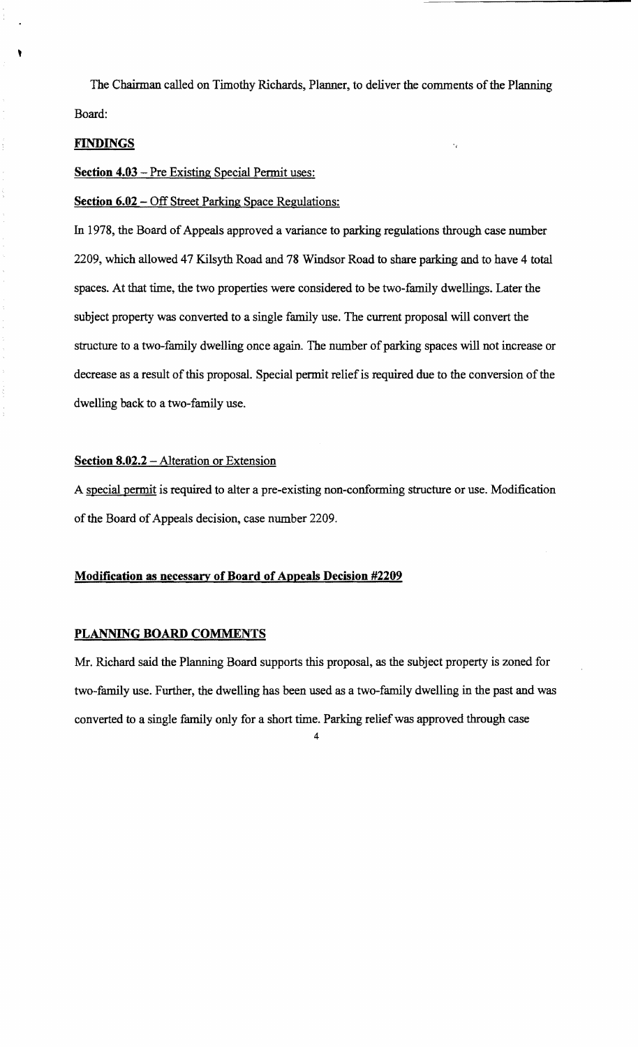The Chairman called on Timothy Richards, Planner, to deliver the comments of the Planning Board:

**FINDINGS**

**Section 4.03** – Pre Existing Special Permit uses:

**Section 6.02** – Off Street Parking Space Regulations:

In 1978, the Board of Appeals approved a variance to parking regulations through case number 2209, which allowed 47 Kilsyth Road and 78 Windsor Road to share parking and to have 4 total spaces. At that time, the two properties were considered to be two-family dwellings. Later the subject property was converted to a single family use. The current proposal will convert the structure to a two-family dwelling once again. The number of parking spaces will not increase or decrease as a result of this proposal. Special permit relief is required due to the conversion of the dwelling back to a two-family use.

**Section 8.02.2** – Alteration or Extension

A special permit is required to alter a pre-existing non-conforming structure or use. Modification of the Board of Appeals decision, case number 2209.

**Modification as necessary of Board of Appeals Decision #2209**

**PLANNING BOARD COMMENTS**

Mr. Richard said the Planning Board supports this proposal, as the subject property is zoned for two-family use. Further, the dwelling has been used as a two-family dwelling in the past and was converted to a single family only for a short time. Parking relief was approved through case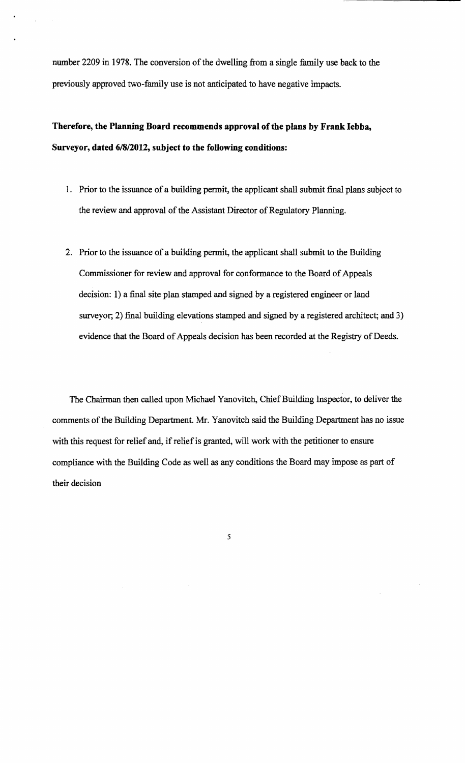number 2209 in 1978. The conversion of the dwelling from a single family use back to the previously approved two-family use is not anticipated to have negative impacts.

**Therefore, the Planning Board recommends approval of the plans by Frank Iebba, Surveyor, dated 6/8/2012, subject to the following conditions:**

1. Prior to the issuance of a building permit, the applicant shall submit final plans subject to the review and approval of the Assistant Director of Regulatory Planning.

2. Prior to the issuance of a building permit, the applicant shall submit to the Building Commissioner for review and approval for conformance to the Board of Appeals decision: 1) a final site plan stamped and signed by a registered engineer or land surveyor; 2) final building elevations stamped and signed by a registered architect; and 3) evidence that the Board of Appeals decision has been recorded at the Registry of Deeds.

The Chairman then called upon Michael Yanovitch, Chief Building Inspector, to deliver the comments of the Building Department. Mr. Yanovitch said the Building Department has no issue with this request for relief and, if relief is granted, will work with the petitioner to ensure compliance with the Building Code as well as any conditions the Board may impose as part of their decision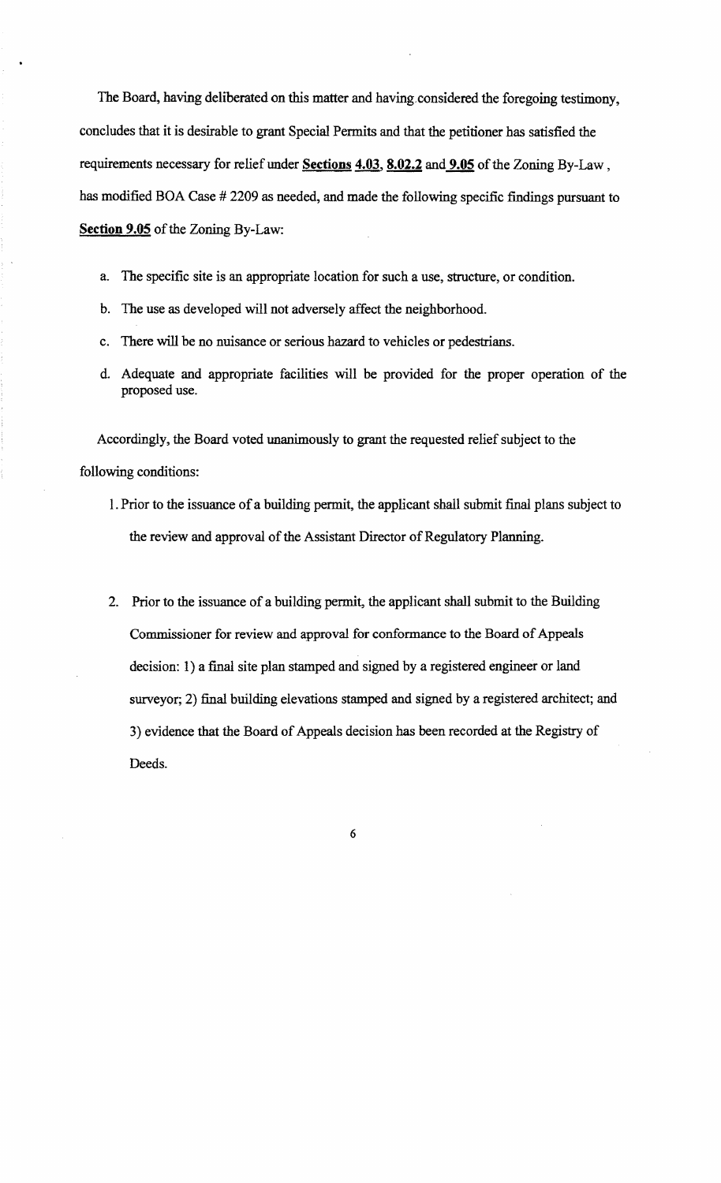The Board, having deliberated on this matter and having considered the foregoing testimony, concludes that it is desirable to grant Special Permits and that the petitioner has satisfied the requirements necessary for relief under **Sections 4.03**, **8.02.2** and **9.05** of the Zoning By-Law , has modified BOA Case # 2209 as needed, and made the following specific findings pursuant to **Section 9.05** of the Zoning By-Law:

a. The specific site is an appropriate location for such a use, structure, or condition.

b. The use as developed will not adversely affect the neighborhood.

c. There will be no nuisance or serious hazard to vehicles or pedestrians.

d. Adequate and appropriate facilities will be provided for the proper operation of the proposed use.

Accordingly, the Board voted unanimously to grant the requested relief subject to the following conditions:

1. Prior to the issuance of a building permit, the applicant shall submit final plans subject to the review and approval of the Assistant Director of Regulatory Planning.

2. Prior to the issuance of a building permit, the applicant shall submit to the Building Commissioner for review and approval for conformance to the Board of Appeals decision: 1) a final site plan stamped and signed by a registered engineer or land surveyor; 2) final building elevations stamped and signed by a registered architect; and 3) evidence that the Board of Appeals decision has been recorded at the Registry of Deeds.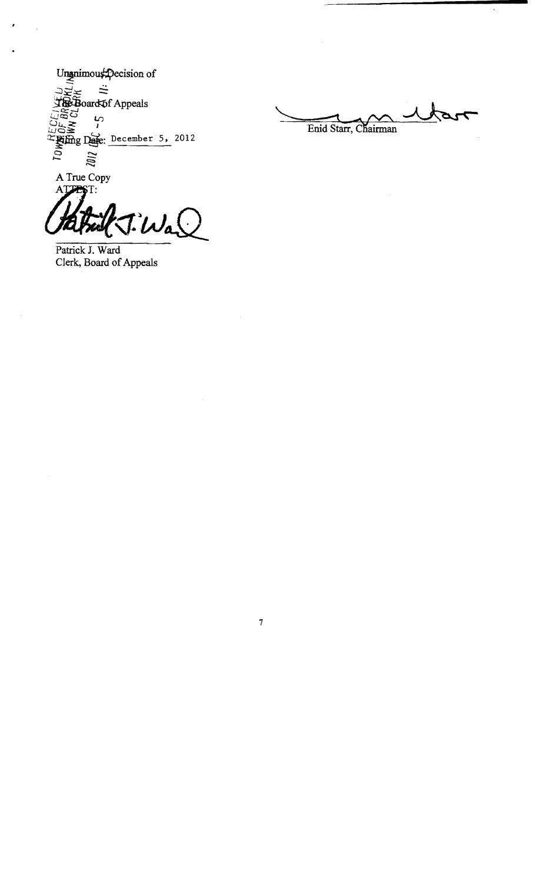Unanimous Decision of
The Board of Appeals

Filing Date: December 5, 2012

Enid Starr, Chairman

A True Copy
ATTEST:

Patrick J. Ward
Clerk, Board of Appeals

RECEIVED
TOWN OF BROOKLINE
TOWN CLERK
2012 DEC -5 11: